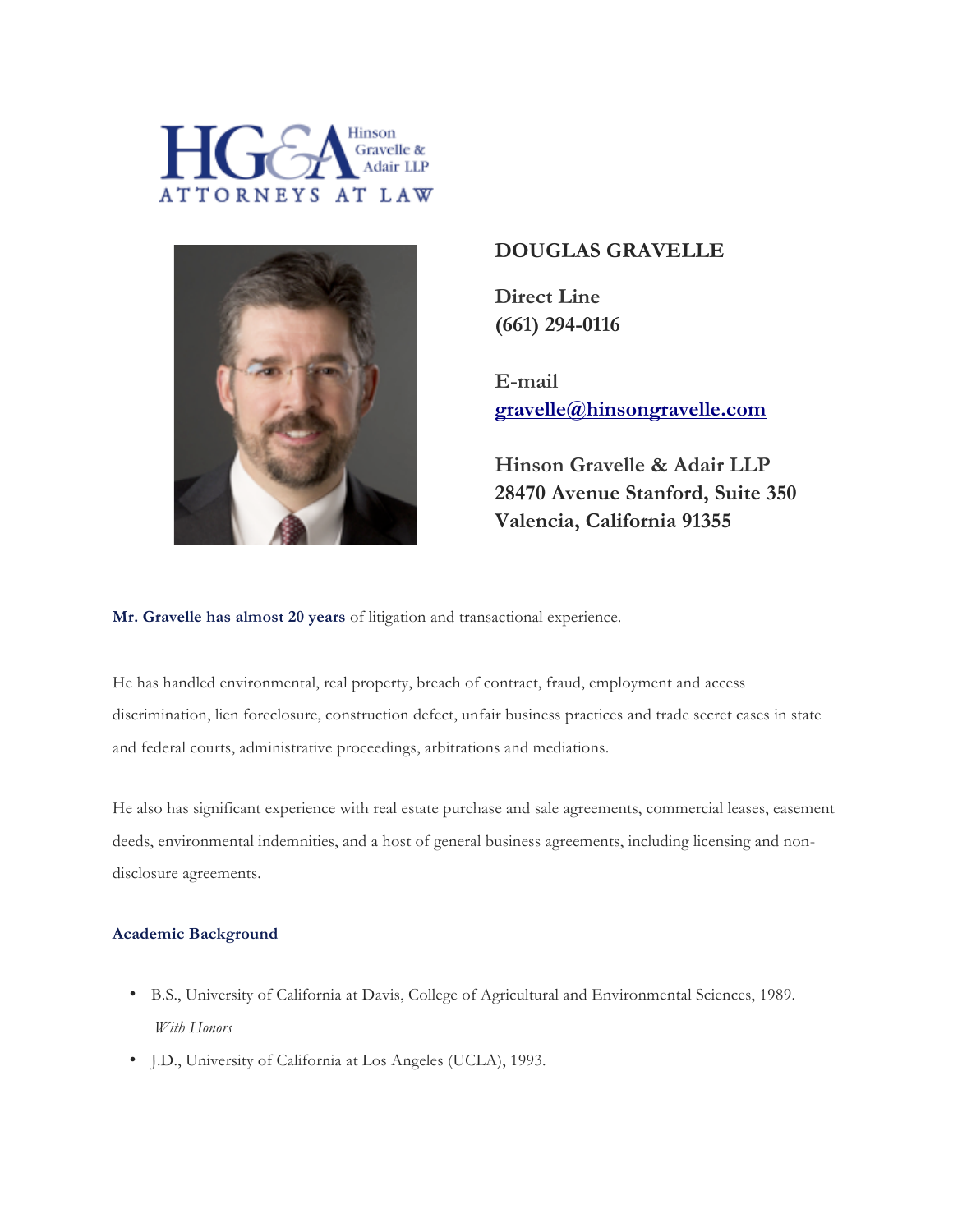Hinson Gravelle & Adair LLP
ATTORNEYS AT LAW

# DOUGLAS GRAVELLE

**Direct Line**
**(661) 294-0116**

**E-mail**
**[gravelle@hinsongravelle.com](mailto:gravelle@hinsongravelle.com)**

**Hinson Gravelle & Adair LLP**
**28470 Avenue Stanford, Suite 350**
**Valencia, California 91355**

**Mr. Gravelle has almost 20 years** of litigation and transactional experience.

He has handled environmental, real property, breach of contract, fraud, employment and access discrimination, lien foreclosure, construction defect, unfair business practices and trade secret cases in state and federal courts, administrative proceedings, arbitrations and mediations.

He also has significant experience with real estate purchase and sale agreements, commercial leases, easement deeds, environmental indemnities, and a host of general business agreements, including licensing and non-disclosure agreements.

## Academic Background

- B.S., University of California at Davis, College of Agricultural and Environmental Sciences, 1989. *With Honors*
- J.D., University of California at Los Angeles (UCLA), 1993.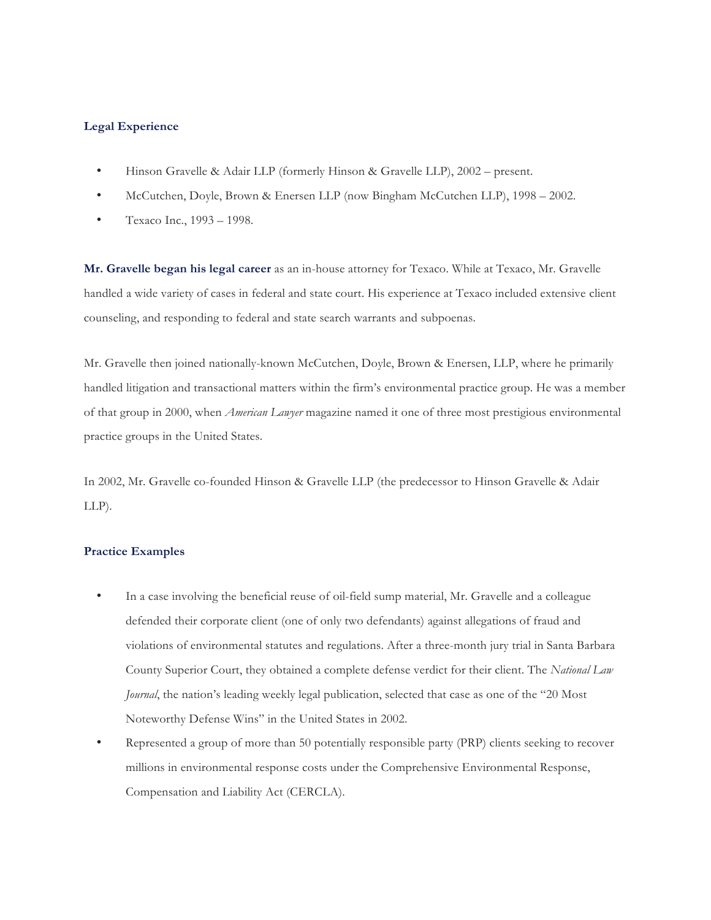### Legal Experience

- Hinson Gravelle & Adair LLP (formerly Hinson & Gravelle LLP), 2002 – present.
- McCutchen, Doyle, Brown & Enersen LLP (now Bingham McCutchen LLP), 1998 – 2002.
- Texaco Inc., 1993 – 1998.

**Mr. Gravelle began his legal career** as an in-house attorney for Texaco. While at Texaco, Mr. Gravelle handled a wide variety of cases in federal and state court. His experience at Texaco included extensive client counseling, and responding to federal and state search warrants and subpoenas.

Mr. Gravelle then joined nationally-known McCutchen, Doyle, Brown & Enersen, LLP, where he primarily handled litigation and transactional matters within the firm's environmental practice group. He was a member of that group in 2000, when *American Lawyer* magazine named it one of three most prestigious environmental practice groups in the United States.

In 2002, Mr. Gravelle co-founded Hinson & Gravelle LLP (the predecessor to Hinson Gravelle & Adair LLP).

### Practice Examples

- In a case involving the beneficial reuse of oil-field sump material, Mr. Gravelle and a colleague defended their corporate client (one of only two defendants) against allegations of fraud and violations of environmental statutes and regulations. After a three-month jury trial in Santa Barbara County Superior Court, they obtained a complete defense verdict for their client. The *National Law Journal*, the nation's leading weekly legal publication, selected that case as one of the "20 Most Noteworthy Defense Wins" in the United States in 2002.
- Represented a group of more than 50 potentially responsible party (PRP) clients seeking to recover millions in environmental response costs under the Comprehensive Environmental Response, Compensation and Liability Act (CERCLA).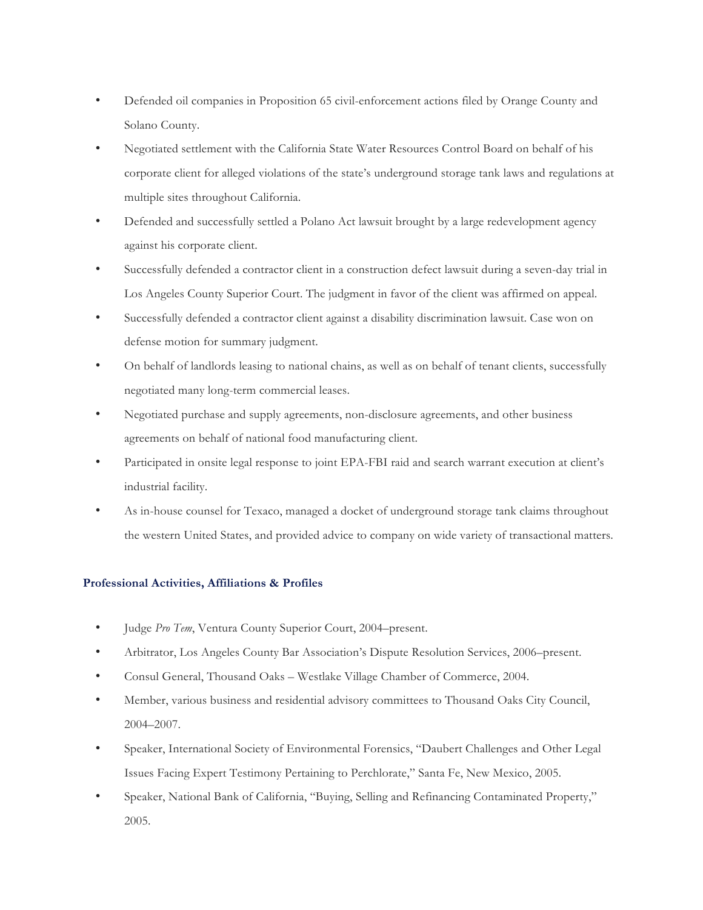- Defended oil companies in Proposition 65 civil-enforcement actions filed by Orange County and Solano County.
- Negotiated settlement with the California State Water Resources Control Board on behalf of his corporate client for alleged violations of the state's underground storage tank laws and regulations at multiple sites throughout California.
- Defended and successfully settled a Polano Act lawsuit brought by a large redevelopment agency against his corporate client.
- Successfully defended a contractor client in a construction defect lawsuit during a seven-day trial in Los Angeles County Superior Court. The judgment in favor of the client was affirmed on appeal.
- Successfully defended a contractor client against a disability discrimination lawsuit. Case won on defense motion for summary judgment.
- On behalf of landlords leasing to national chains, as well as on behalf of tenant clients, successfully negotiated many long-term commercial leases.
- Negotiated purchase and supply agreements, non-disclosure agreements, and other business agreements on behalf of national food manufacturing client.
- Participated in onsite legal response to joint EPA-FBI raid and search warrant execution at client's industrial facility.
- As in-house counsel for Texaco, managed a docket of underground storage tank claims throughout the western United States, and provided advice to company on wide variety of transactional matters.

### Professional Activities, Affiliations & Profiles

- Judge *Pro Tem*, Ventura County Superior Court, 2004–present.
- Arbitrator, Los Angeles County Bar Association's Dispute Resolution Services, 2006–present.
- Consul General, Thousand Oaks – Westlake Village Chamber of Commerce, 2004.
- Member, various business and residential advisory committees to Thousand Oaks City Council, 2004–2007.
- Speaker, International Society of Environmental Forensics, "Daubert Challenges and Other Legal Issues Facing Expert Testimony Pertaining to Perchlorate," Santa Fe, New Mexico, 2005.
- Speaker, National Bank of California, "Buying, Selling and Refinancing Contaminated Property," 2005.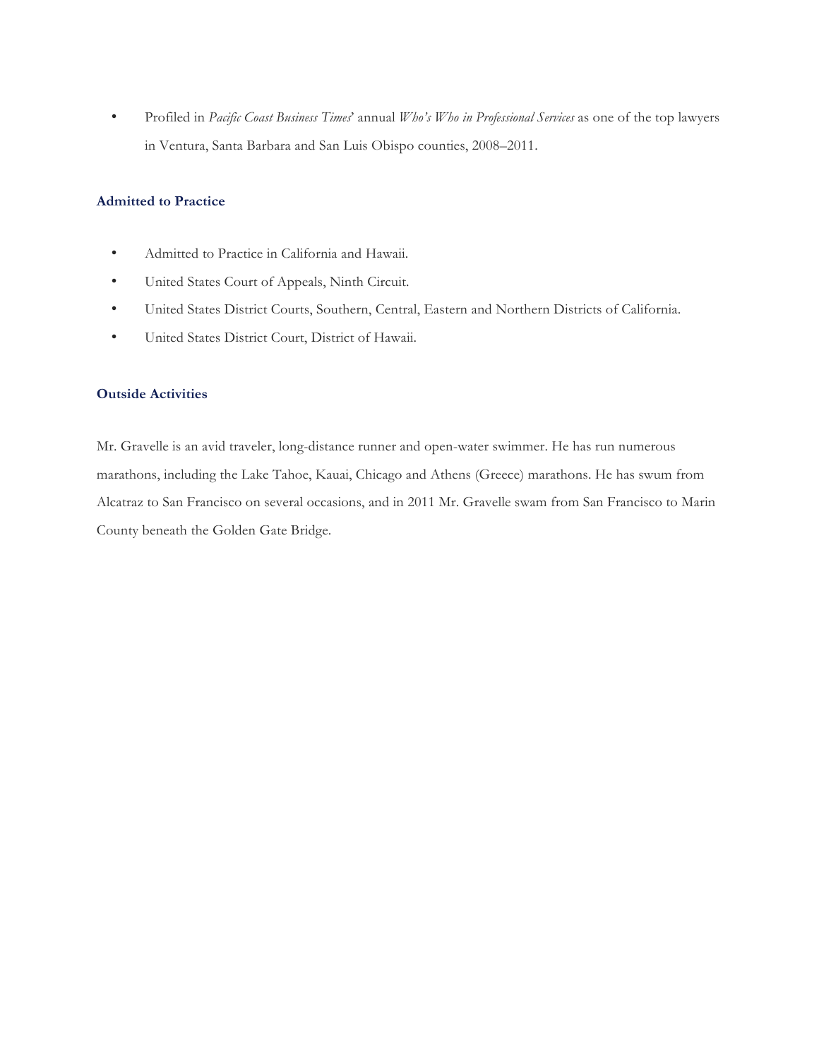- Profiled in *Pacific Coast Business Times*' annual *Who's Who in Professional Services* as one of the top lawyers in Ventura, Santa Barbara and San Luis Obispo counties, 2008–2011.

### Admitted to Practice

- Admitted to Practice in California and Hawaii.
- United States Court of Appeals, Ninth Circuit.
- United States District Courts, Southern, Central, Eastern and Northern Districts of California.
- United States District Court, District of Hawaii.

### Outside Activities

Mr. Gravelle is an avid traveler, long-distance runner and open-water swimmer. He has run numerous marathons, including the Lake Tahoe, Kauai, Chicago and Athens (Greece) marathons. He has swum from Alcatraz to San Francisco on several occasions, and in 2011 Mr. Gravelle swam from San Francisco to Marin County beneath the Golden Gate Bridge.